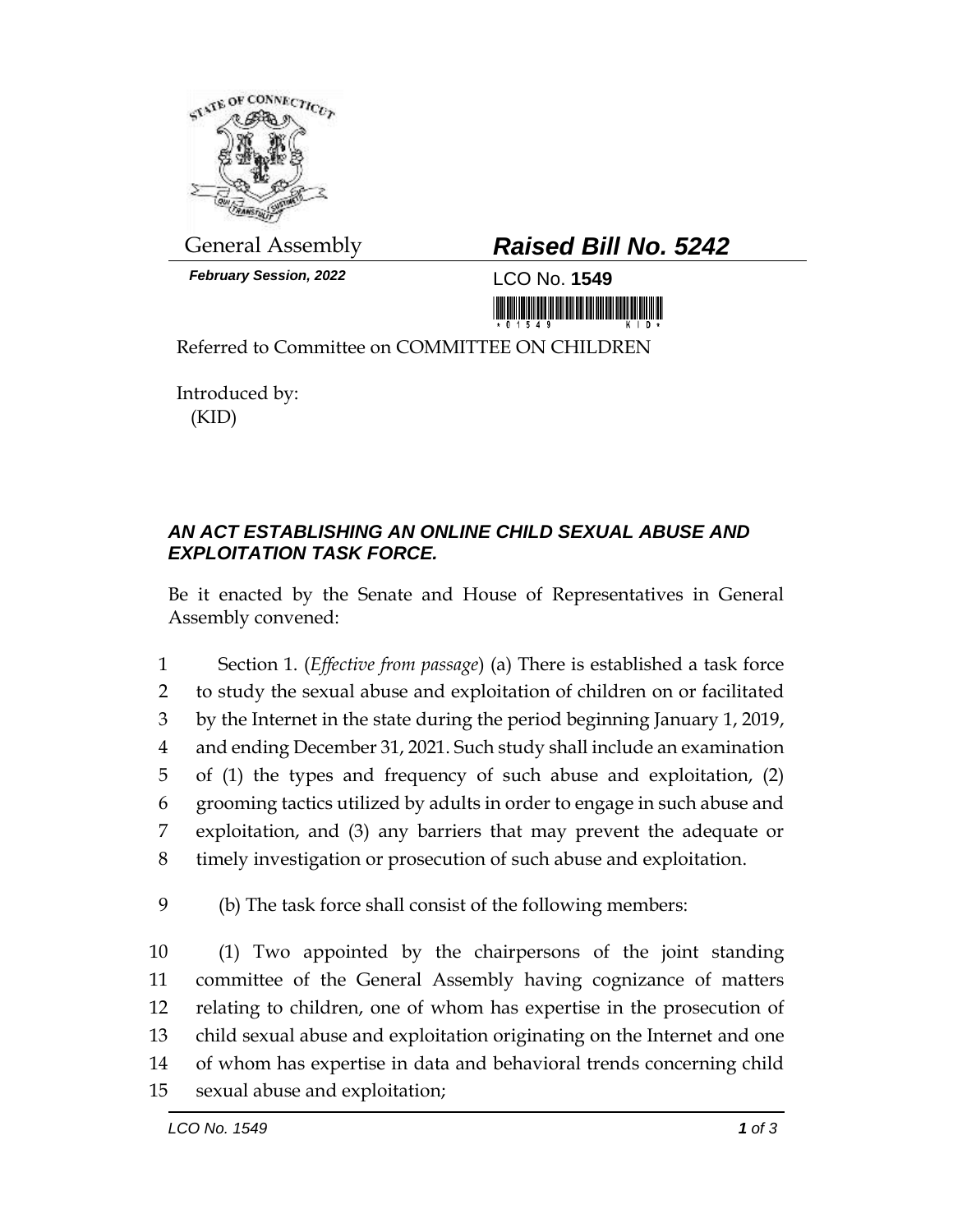General Assembly

**Raised Bill No. 5242**

*February Session, 2022*

LCO No. **1549**

Referred to Committee on COMMITTEE ON CHILDREN

Introduced by:
(KID)

## *AN ACT ESTABLISHING AN ONLINE CHILD SEXUAL ABUSE AND EXPLOITATION TASK FORCE.*

Be it enacted by the Senate and House of Representatives in General Assembly convened:

1 Section 1. (*Effective from passage*) (a) There is established a task force
2 to study the sexual abuse and exploitation of children on or facilitated
3 by the Internet in the state during the period beginning January 1, 2019,
4 and ending December 31, 2021. Such study shall include an examination
5 of (1) the types and frequency of such abuse and exploitation, (2)
6 grooming tactics utilized by adults in order to engage in such abuse and
7 exploitation, and (3) any barriers that may prevent the adequate or
8 timely investigation or prosecution of such abuse and exploitation.

9 (b) The task force shall consist of the following members:

10 (1) Two appointed by the chairpersons of the joint standing
11 committee of the General Assembly having cognizance of matters
12 relating to children, one of whom has expertise in the prosecution of
13 child sexual abuse and exploitation originating on the Internet and one
14 of whom has expertise in data and behavioral trends concerning child
15 sexual abuse and exploitation;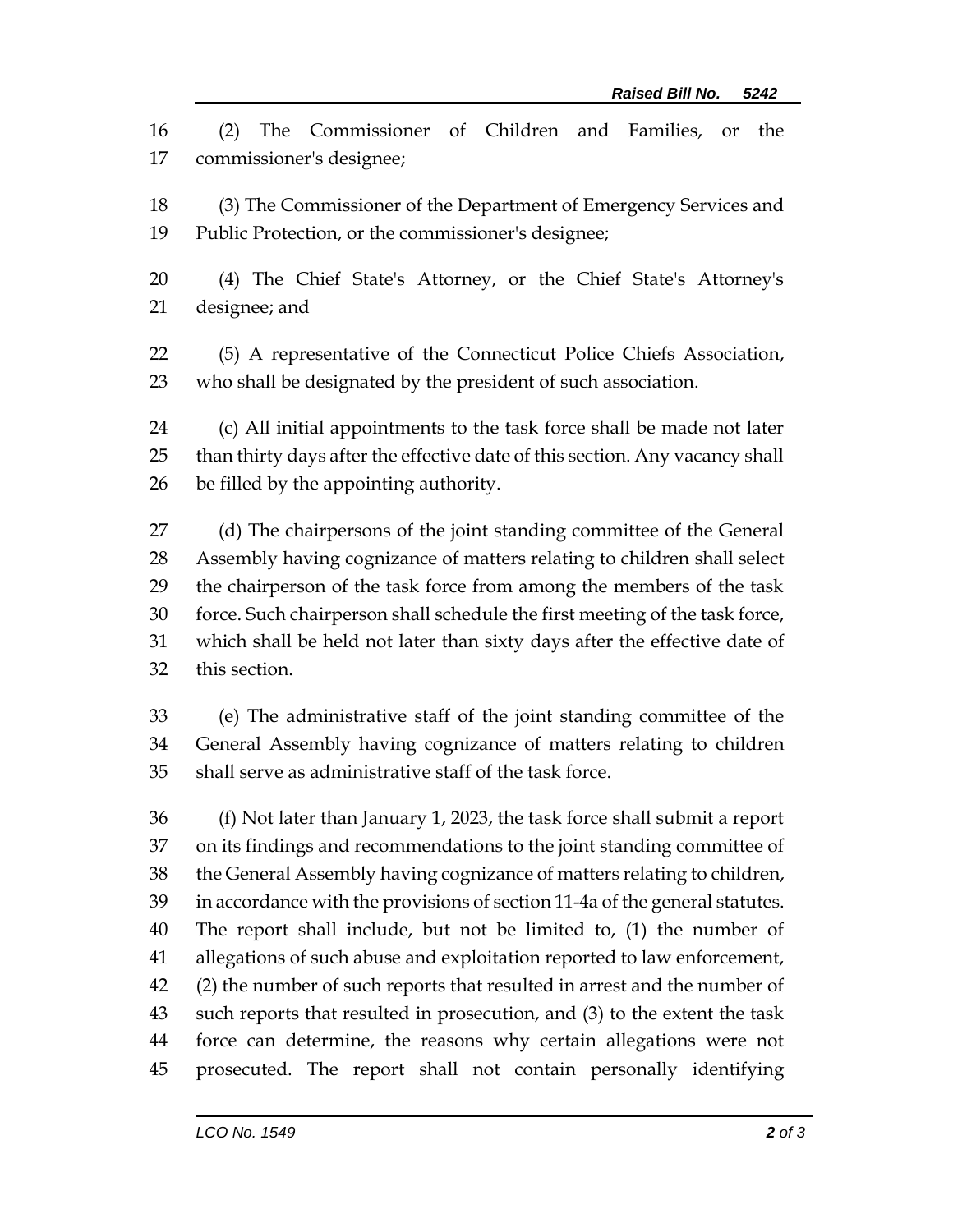(2) The Commissioner of Children and Families, or the commissioner's designee;

(3) The Commissioner of the Department of Emergency Services and Public Protection, or the commissioner's designee;

(4) The Chief State's Attorney, or the Chief State's Attorney's designee; and

(5) A representative of the Connecticut Police Chiefs Association, who shall be designated by the president of such association.

(c) All initial appointments to the task force shall be made not later than thirty days after the effective date of this section. Any vacancy shall be filled by the appointing authority.

(d) The chairpersons of the joint standing committee of the General Assembly having cognizance of matters relating to children shall select the chairperson of the task force from among the members of the task force. Such chairperson shall schedule the first meeting of the task force, which shall be held not later than sixty days after the effective date of this section.

(e) The administrative staff of the joint standing committee of the General Assembly having cognizance of matters relating to children shall serve as administrative staff of the task force.

(f) Not later than January 1, 2023, the task force shall submit a report on its findings and recommendations to the joint standing committee of the General Assembly having cognizance of matters relating to children, in accordance with the provisions of section 11-4a of the general statutes. The report shall include, but not be limited to, (1) the number of allegations of such abuse and exploitation reported to law enforcement, (2) the number of such reports that resulted in arrest and the number of such reports that resulted in prosecution, and (3) to the extent the task force can determine, the reasons why certain allegations were not prosecuted. The report shall not contain personally identifying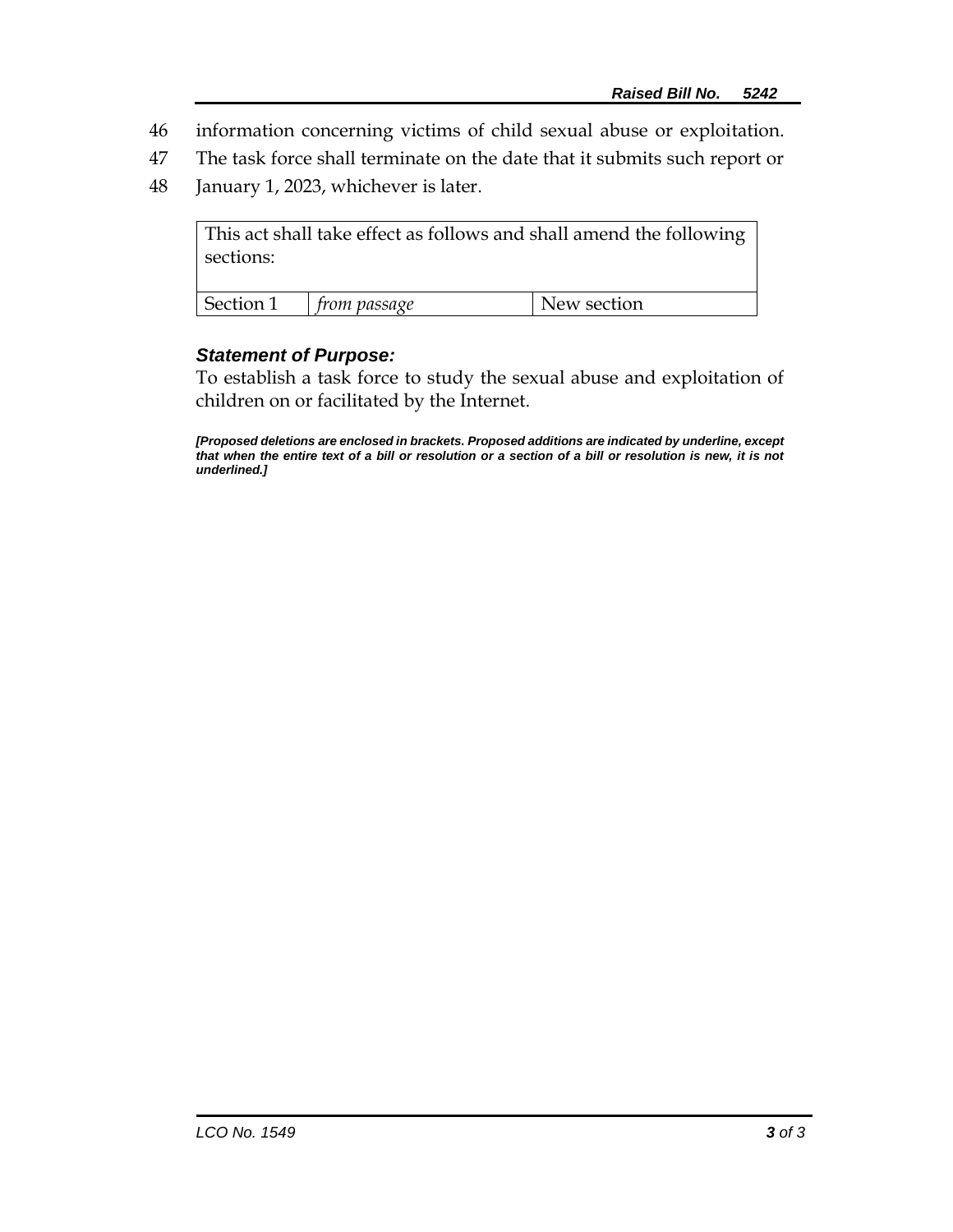46 information concerning victims of child sexual abuse or exploitation.
47 The task force shall terminate on the date that it submits such report or
48 January 1, 2023, whichever is later.

| This act shall take effect as follows and shall amend the following sections: | | |
| --- | --- | --- |
| Section 1 | *from passage* | New section |

### *Statement of Purpose:*

To establish a task force to study the sexual abuse and exploitation of children on or facilitated by the Internet.

***[Proposed deletions are enclosed in brackets. Proposed additions are indicated by underline, except that when the entire text of a bill or resolution or a section of a bill or resolution is new, it is not underlined.]***